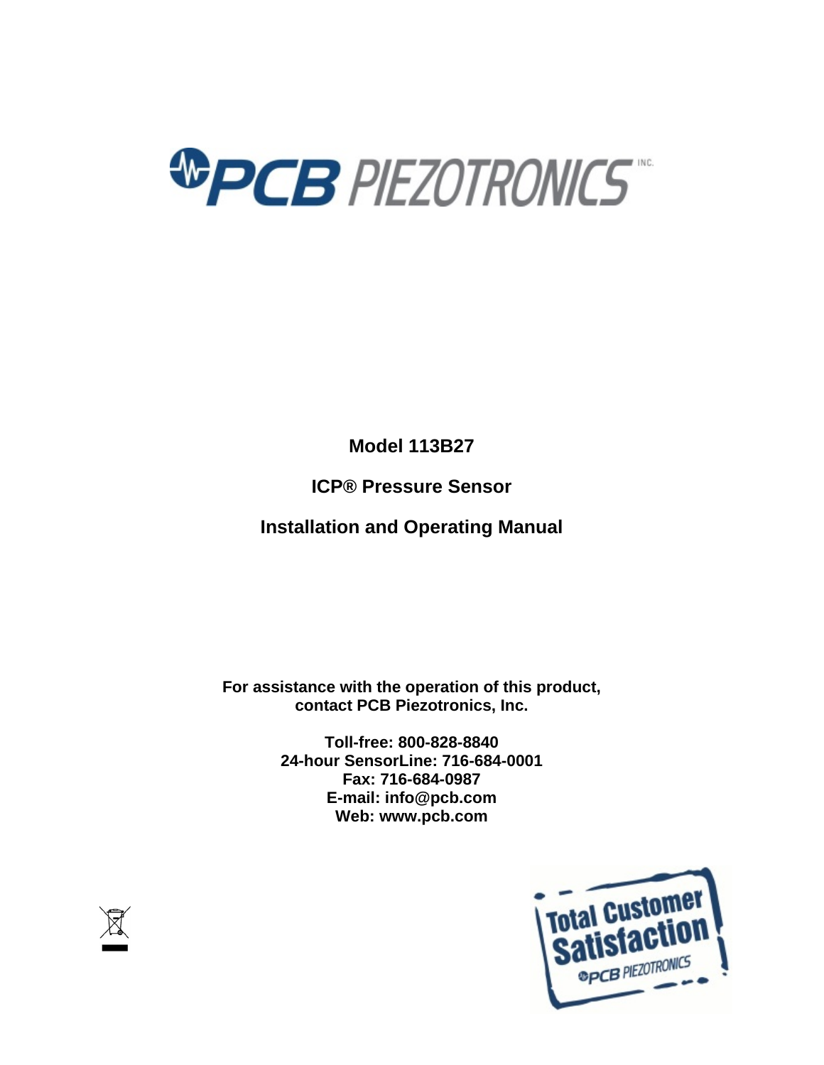PCB PIEZOTRONICS INC.

**Model 113B27**

**ICP® Pressure Sensor**

**Installation and Operating Manual**

**For assistance with the operation of this product, contact PCB Piezotronics, Inc.**

**Toll-free: 800-828-8840**
**24-hour SensorLine: 716-684-0001**
**Fax: 716-684-0987**
**E-mail: info@pcb.com**
**Web: www.pcb.com**

Total Customer Satisfaction
PCB PIEZOTRONICS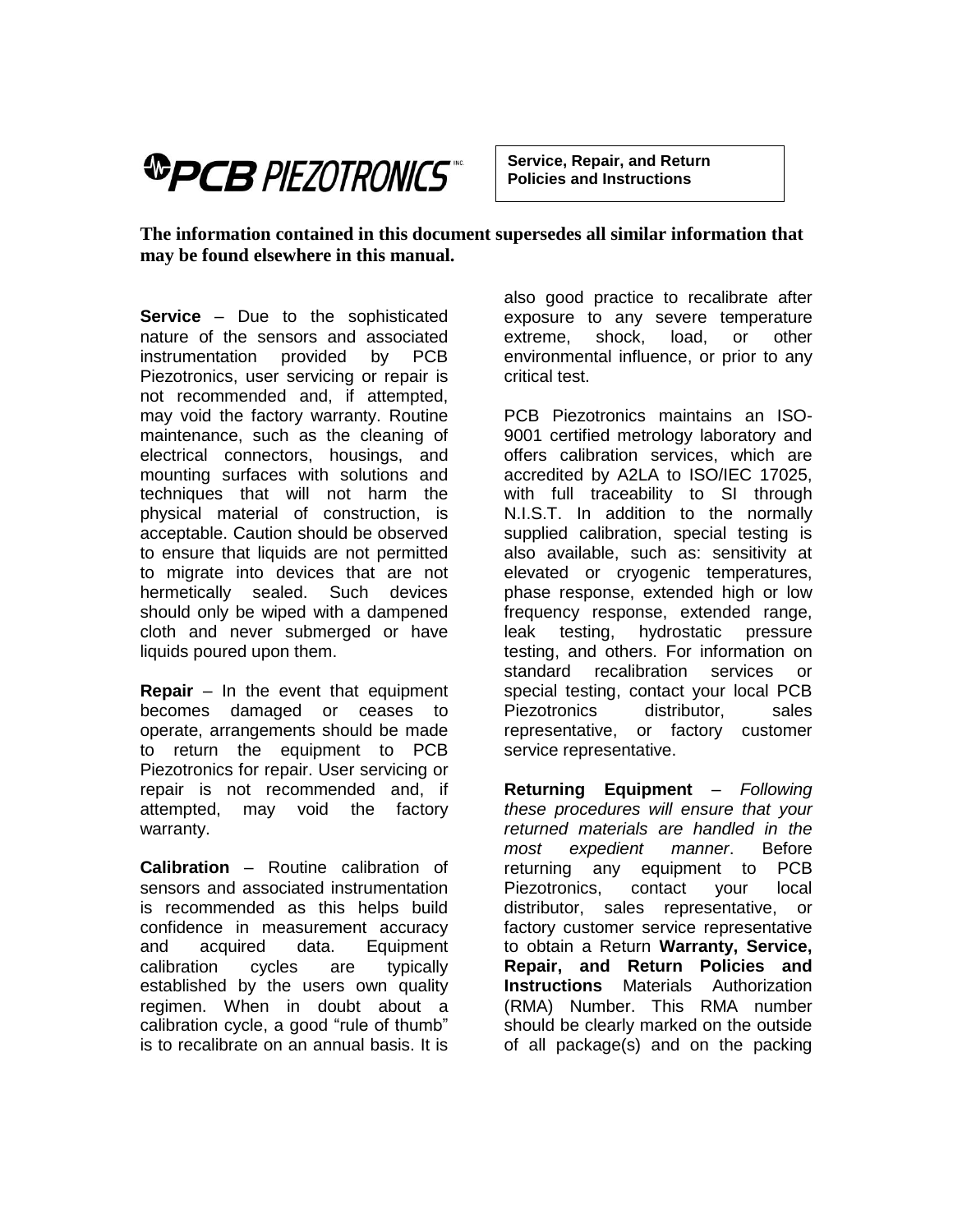PCB PIEZOTRONICS

**Service, Repair, and Return Policies and Instructions**

**The information contained in this document supersedes all similar information that may be found elsewhere in this manual.**

**Service** – Due to the sophisticated nature of the sensors and associated instrumentation provided by PCB Piezotronics, user servicing or repair is not recommended and, if attempted, may void the factory warranty. Routine maintenance, such as the cleaning of electrical connectors, housings, and mounting surfaces with solutions and techniques that will not harm the physical material of construction, is acceptable. Caution should be observed to ensure that liquids are not permitted to migrate into devices that are not hermetically sealed. Such devices should only be wiped with a dampened cloth and never submerged or have liquids poured upon them.

**Repair** – In the event that equipment becomes damaged or ceases to operate, arrangements should be made to return the equipment to PCB Piezotronics for repair. User servicing or repair is not recommended and, if attempted, may void the factory warranty.

**Calibration** – Routine calibration of sensors and associated instrumentation is recommended as this helps build confidence in measurement accuracy and acquired data. Equipment calibration cycles are typically established by the users own quality regimen. When in doubt about a calibration cycle, a good "rule of thumb" is to recalibrate on an annual basis. It is also good practice to recalibrate after exposure to any severe temperature extreme, shock, load, or other environmental influence, or prior to any critical test.

PCB Piezotronics maintains an ISO-9001 certified metrology laboratory and offers calibration services, which are accredited by A2LA to ISO/IEC 17025, with full traceability to SI through N.I.S.T. In addition to the normally supplied calibration, special testing is also available, such as: sensitivity at elevated or cryogenic temperatures, phase response, extended high or low frequency response, extended range, leak testing, hydrostatic pressure testing, and others. For information on standard recalibration services or special testing, contact your local PCB Piezotronics distributor, sales representative, or factory customer service representative.

**Returning Equipment** – *Following these procedures will ensure that your returned materials are handled in the most expedient manner*. Before returning any equipment to PCB Piezotronics, contact your local distributor, sales representative, or factory customer service representative to obtain a Return **Warranty, Service, Repair, and Return Policies and Instructions** Materials Authorization (RMA) Number. This RMA number should be clearly marked on the outside of all package(s) and on the packing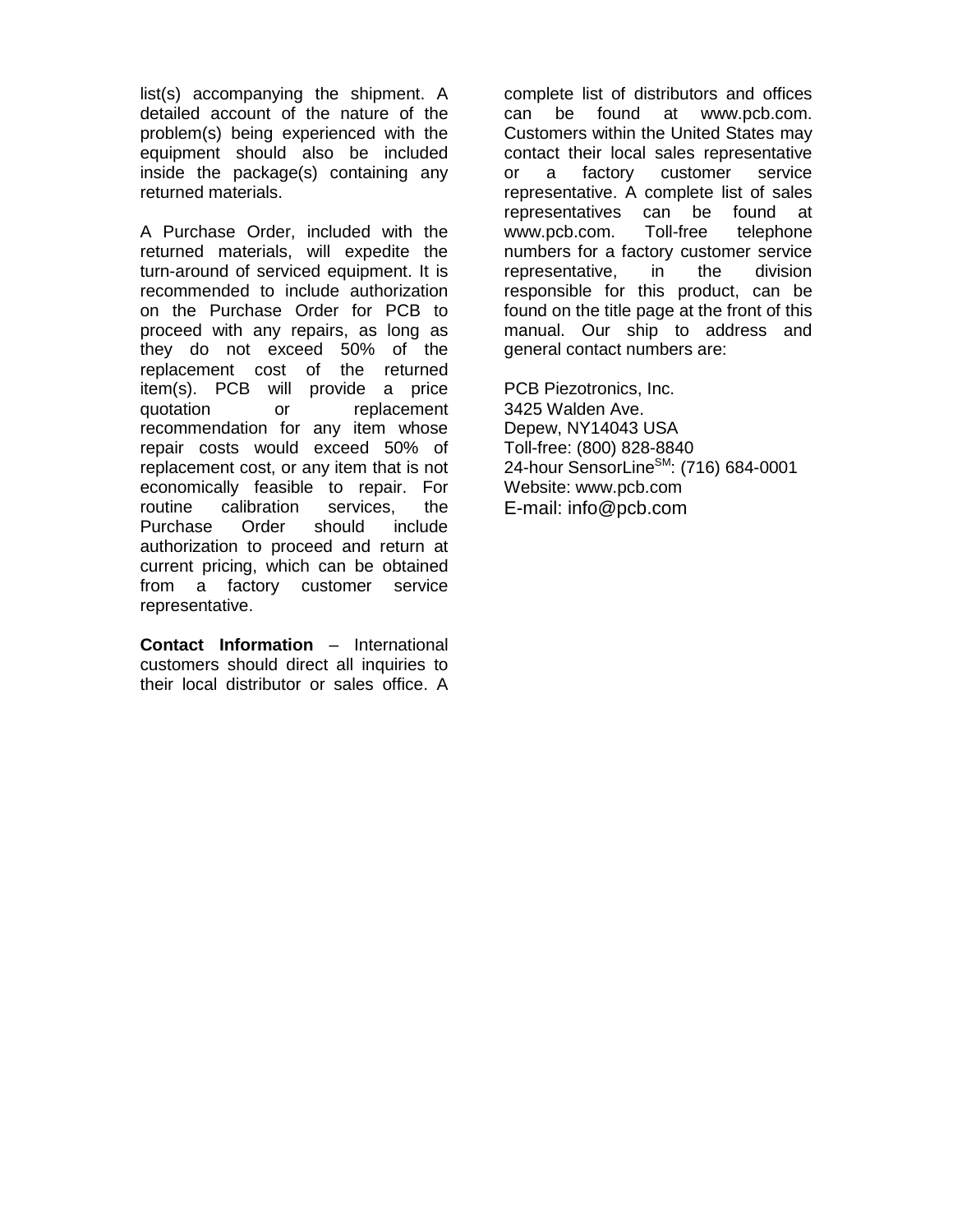list(s) accompanying the shipment. A detailed account of the nature of the problem(s) being experienced with the equipment should also be included inside the package(s) containing any returned materials.

A Purchase Order, included with the returned materials, will expedite the turn-around of serviced equipment. It is recommended to include authorization on the Purchase Order for PCB to proceed with any repairs, as long as they do not exceed 50% of the replacement cost of the returned item(s). PCB will provide a price quotation or replacement recommendation for any item whose repair costs would exceed 50% of replacement cost, or any item that is not economically feasible to repair. For routine calibration services, the Purchase Order should include authorization to proceed and return at current pricing, which can be obtained from a factory customer service representative.

**Contact Information** – International customers should direct all inquiries to their local distributor or sales office. A complete list of distributors and offices can be found at www.pcb.com. Customers within the United States may contact their local sales representative or a factory customer service representative. A complete list of sales representatives can be found at www.pcb.com. Toll-free telephone numbers for a factory customer service representative, in the division responsible for this product, can be found on the title page at the front of this manual. Our ship to address and general contact numbers are:

PCB Piezotronics, Inc.
3425 Walden Ave.
Depew, NY14043 USA
Toll-free: (800) 828-8840
24-hour SensorLine[SM]: (716) 684-0001
Website: www.pcb.com
E-mail: info@pcb.com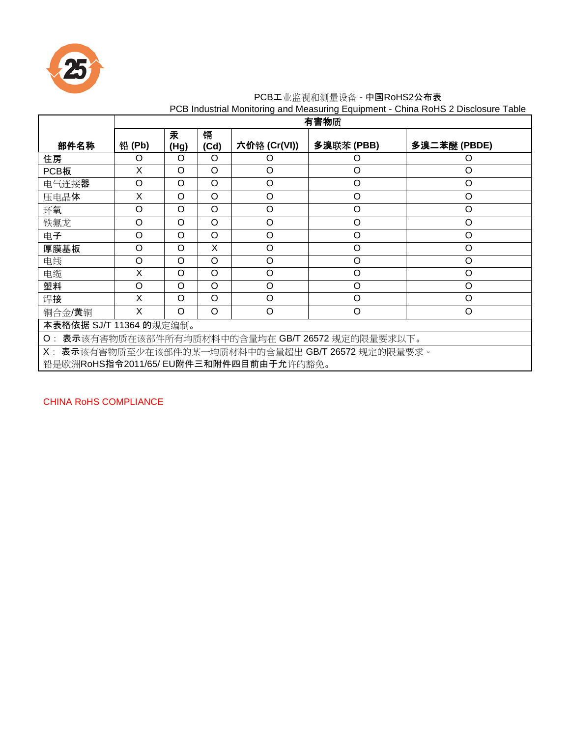PCB工业监视和测量设备 - 中国RoHS2公布表

PCB Industrial Monitoring and Measuring Equipment - China RoHS 2 Disclosure Table

| 部件名称 | 有害物质 | | | | | |
|---|---|---|---|---|---|---|
| | 铅 (Pb) | 汞 (Hg) | 镉 (Cd) | 六价铬 (Cr(VI)) | 多溴联苯 (PBB) | 多溴二苯醚 (PBDE) |
| 住房 | O | O | O | O | O | O |
| PCB板 | X | O | O | O | O | O |
| 电气连接器 | O | O | O | O | O | O |
| 压电晶体 | X | O | O | O | O | O |
| 环氧 | O | O | O | O | O | O |
| 铁氟龙 | O | O | O | O | O | O |
| 电子 | O | O | O | O | O | O |
| 厚膜基板 | O | O | X | O | O | O |
| 电线 | O | O | O | O | O | O |
| 电缆 | X | O | O | O | O | O |
| 塑料 | O | O | O | O | O | O |
| 焊接 | X | O | O | O | O | O |
| 铜合金/黄铜 | X | O | O | O | O | O |

本表格依据 SJ/T 11364 的规定编制。

O： 表示该有害物质在该部件所有均质材料中的含量均在 GB/T 26572 规定的限量要求以下。

X： 表示该有害物质至少在该部件的某一均质材料中的含量超出 GB/T 26572 规定的限量要求。

铅是欧洲RoHS指令2011/65/ EU附件三和附件四目前由于允许的豁免。

CHINA RoHS COMPLIANCE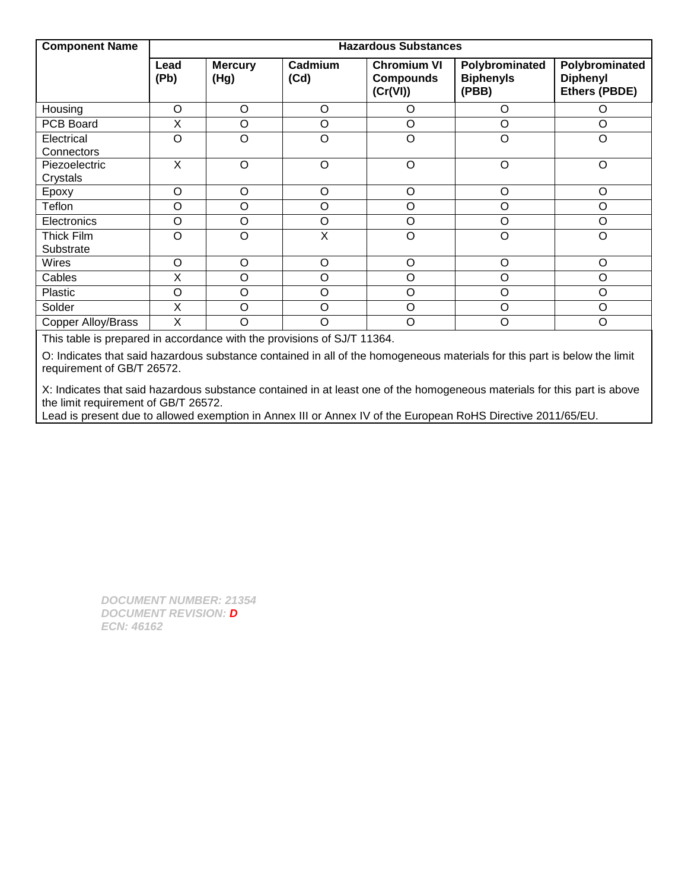| Component Name | Hazardous Substances | | | | | |
|---|---|---|---|---|---|---|
| | **Lead (Pb)** | **Mercury (Hg)** | **Cadmium (Cd)** | **Chromium VI Compounds (Cr(VI))** | **Polybrominated Biphenyls (PBB)** | **Polybrominated Diphenyl Ethers (PBDE)** |
| Housing | O | O | O | O | O | O |
| PCB Board | X | O | O | O | O | O |
| Electrical Connectors | O | O | O | O | O | O |
| Piezoelectric Crystals | X | O | O | O | O | O |
| Epoxy | O | O | O | O | O | O |
| Teflon | O | O | O | O | O | O |
| Electronics | O | O | O | O | O | O |
| Thick Film Substrate | O | O | X | O | O | O |
| Wires | O | O | O | O | O | O |
| Cables | X | O | O | O | O | O |
| Plastic | O | O | O | O | O | O |
| Solder | X | O | O | O | O | O |
| Copper Alloy/Brass | X | O | O | O | O | O |

This table is prepared in accordance with the provisions of SJ/T 11364.

O: Indicates that said hazardous substance contained in all of the homogeneous materials for this part is below the limit requirement of GB/T 26572.

X: Indicates that said hazardous substance contained in at least one of the homogeneous materials for this part is above the limit requirement of GB/T 26572.
Lead is present due to allowed exemption in Annex III or Annex IV of the European RoHS Directive 2011/65/EU.

***DOCUMENT NUMBER: 21354***
***DOCUMENT REVISION: D***
***ECN: 46162***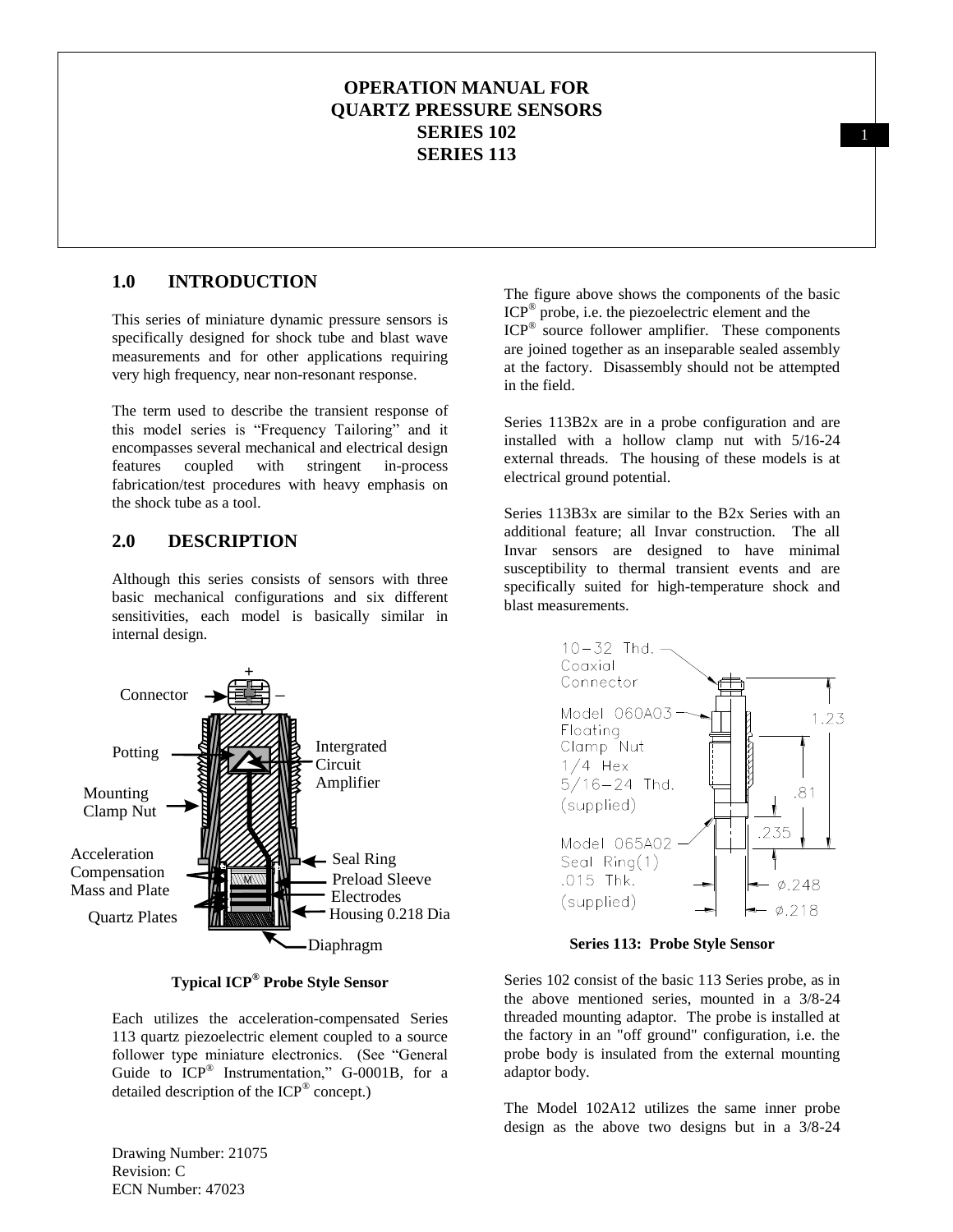# OPERATION MANUAL FOR QUARTZ PRESSURE SENSORS SERIES 102 SERIES 113

## 1.0 INTRODUCTION

This series of miniature dynamic pressure sensors is specifically designed for shock tube and blast wave measurements and for other applications requiring very high frequency, near non-resonant response.

The term used to describe the transient response of this model series is "Frequency Tailoring" and it encompasses several mechanical and electrical design features coupled with stringent in-process fabrication/test procedures with heavy emphasis on the shock tube as a tool.

## 2.0 DESCRIPTION

Although this series consists of sensors with three basic mechanical configurations and six different sensitivities, each model is basically similar in internal design.

Connector + –
Potting
Intergrated Circuit Amplifier
Mounting Clamp Nut
Acceleration Compensation Mass and Plate
Seal Ring
Preload Sleeve
Electrodes
Quartz Plates
Housing 0.218 Dia
Diaphragm

**Typical ICP® Probe Style Sensor**

Each utilizes the acceleration-compensated Series 113 quartz piezoelectric element coupled to a source follower type miniature electronics. (See "General Guide to ICP® Instrumentation," G-0001B, for a detailed description of the ICP® concept.)

The figure above shows the components of the basic ICP® probe, i.e. the piezoelectric element and the ICP® source follower amplifier. These components are joined together as an inseparable sealed assembly at the factory. Disassembly should not be attempted in the field.

Series 113B2x are in a probe configuration and are installed with a hollow clamp nut with 5/16-24 external threads. The housing of these models is at electrical ground potential.

Series 113B3x are similar to the B2x Series with an additional feature; all Invar construction. The all Invar sensors are designed to have minimal susceptibility to thermal transient events and are specifically suited for high-temperature shock and blast measurements.

10–32 Thd. Coaxial Connector
Model 060A03 Floating Clamp Nut 1/4 Hex 5/16–24 Thd. (supplied)
Model 065A02 Seal Ring(1) .015 Thk. (supplied)
1.23
.81
.235
ø.248
ø.218

**Series 113: Probe Style Sensor**

Series 102 consist of the basic 113 Series probe, as in the above mentioned series, mounted in a 3/8-24 threaded mounting adaptor. The probe is installed at the factory in an "off ground" configuration, i.e. the probe body is insulated from the external mounting adaptor body.

The Model 102A12 utilizes the same inner probe design as the above two designs but in a 3/8-24

Drawing Number: 21075
Revision: C
ECN Number: 47023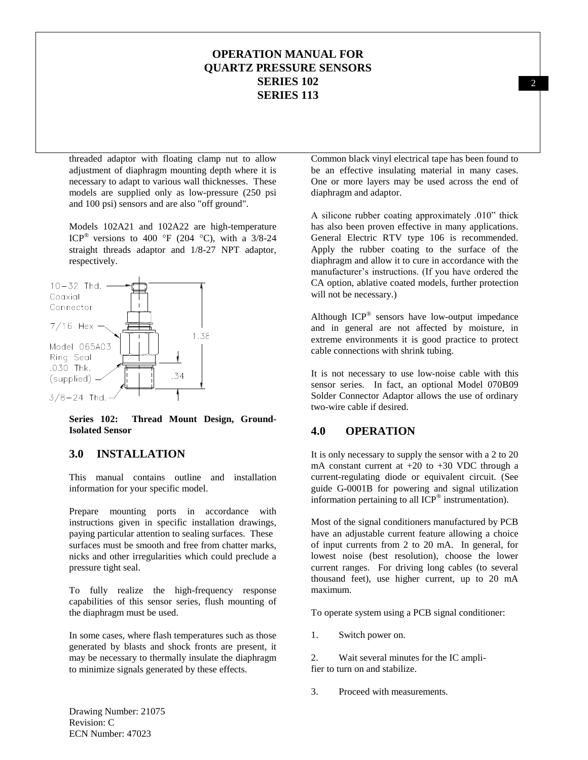threaded adaptor with floating clamp nut to allow adjustment of diaphragm mounting depth where it is necessary to adapt to various wall thicknesses. These models are supplied only as low-pressure (250 psi and 100 psi) sensors and are also "off ground".

Models 102A21 and 102A22 are high-temperature ICP® versions to 400 °F (204 °C), with a 3/8-24 straight threads adaptor and 1/8-27 NPT adaptor, respectively.

10−32 Thd. Coaxial Connector

7/16 Hex

Model 065A03 Ring Seal .030 Thk. (supplied)

3/8−24 Thd.

1.38

.34

**Series 102: Thread Mount Design, Ground-Isolated Sensor**

## 3.0 INSTALLATION

This manual contains outline and installation information for your specific model.

Prepare mounting ports in accordance with instructions given in specific installation drawings, paying particular attention to sealing surfaces. These surfaces must be smooth and free from chatter marks, nicks and other irregularities which could preclude a pressure tight seal.

To fully realize the high-frequency response capabilities of this sensor series, flush mounting of the diaphragm must be used.

In some cases, where flash temperatures such as those generated by blasts and shock fronts are present, it may be necessary to thermally insulate the diaphragm to minimize signals generated by these effects.

Common black vinyl electrical tape has been found to be an effective insulating material in many cases. One or more layers may be used across the end of diaphragm and adaptor.

A silicone rubber coating approximately .010" thick has also been proven effective in many applications. General Electric RTV type 106 is recommended. Apply the rubber coating to the surface of the diaphragm and allow it to cure in accordance with the manufacturer's instructions. (If you have ordered the CA option, ablative coated models, further protection will not be necessary.)

Although ICP® sensors have low-output impedance and in general are not affected by moisture, in extreme environments it is good practice to protect cable connections with shrink tubing.

It is not necessary to use low-noise cable with this sensor series. In fact, an optional Model 070B09 Solder Connector Adaptor allows the use of ordinary two-wire cable if desired.

## 4.0 OPERATION

It is only necessary to supply the sensor with a 2 to 20 mA constant current at +20 to +30 VDC through a current-regulating diode or equivalent circuit. (See guide G-0001B for powering and signal utilization information pertaining to all ICP® instrumentation).

Most of the signal conditioners manufactured by PCB have an adjustable current feature allowing a choice of input currents from 2 to 20 mA. In general, for lowest noise (best resolution), choose the lower current ranges. For driving long cables (to several thousand feet), use higher current, up to 20 mA maximum.

To operate system using a PCB signal conditioner:

1. Switch power on.
2. Wait several minutes for the IC amplifier to turn on and stabilize.
3. Proceed with measurements.

Drawing Number: 21075
Revision: C
ECN Number: 47023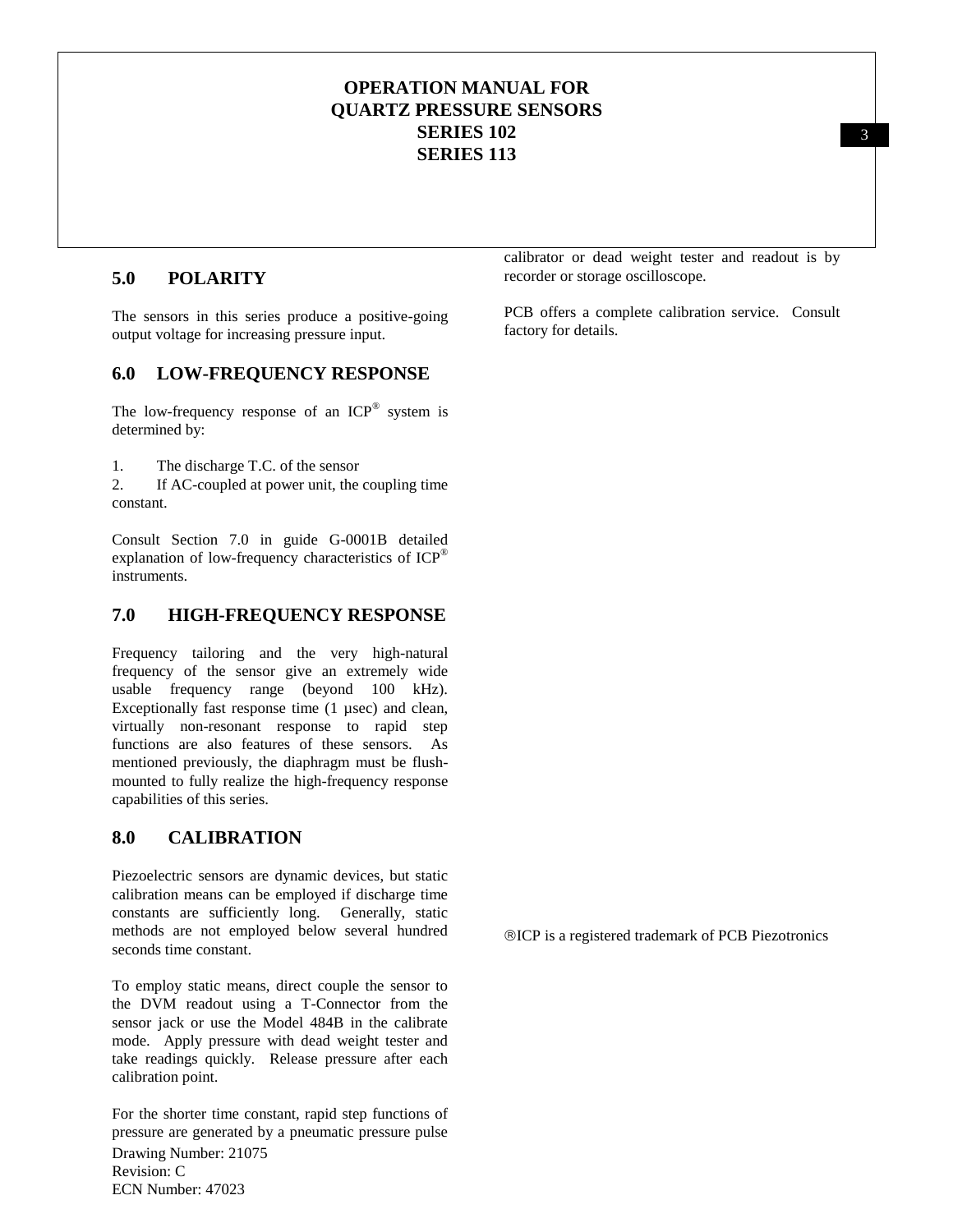# OPERATION MANUAL FOR QUARTZ PRESSURE SENSORS SERIES 102 SERIES 113

## 5.0 POLARITY

The sensors in this series produce a positive-going output voltage for increasing pressure input.

## 6.0 LOW-FREQUENCY RESPONSE

The low-frequency response of an ICP® system is determined by:

1. The discharge T.C. of the sensor
2. If AC-coupled at power unit, the coupling time constant.

Consult Section 7.0 in guide G-0001B detailed explanation of low-frequency characteristics of ICP® instruments.

## 7.0 HIGH-FREQUENCY RESPONSE

Frequency tailoring and the very high-natural frequency of the sensor give an extremely wide usable frequency range (beyond 100 kHz). Exceptionally fast response time (1 µsec) and clean, virtually non-resonant response to rapid step functions are also features of these sensors. As mentioned previously, the diaphragm must be flush-mounted to fully realize the high-frequency response capabilities of this series.

## 8.0 CALIBRATION

Piezoelectric sensors are dynamic devices, but static calibration means can be employed if discharge time constants are sufficiently long. Generally, static methods are not employed below several hundred seconds time constant.

To employ static means, direct couple the sensor to the DVM readout using a T-Connector from the sensor jack or use the Model 484B in the calibrate mode. Apply pressure with dead weight tester and take readings quickly. Release pressure after each calibration point.

For the shorter time constant, rapid step functions of pressure are generated by a pneumatic pressure pulse calibrator or dead weight tester and readout is by recorder or storage oscilloscope.

PCB offers a complete calibration service. Consult factory for details.

®ICP is a registered trademark of PCB Piezotronics

Drawing Number: 21075
Revision: C
ECN Number: 47023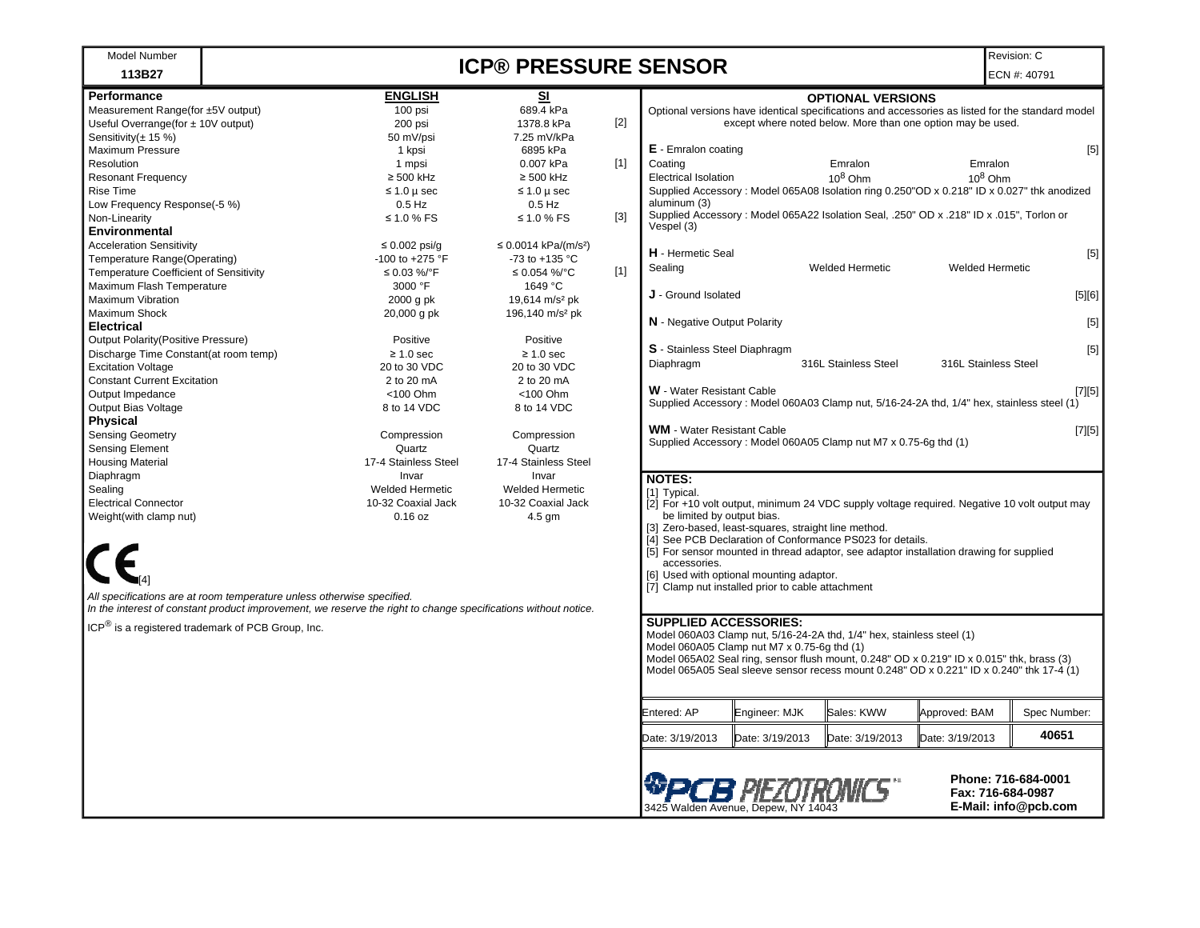| Model Number | ICP® PRESSURE SENSOR | Revision: C |
|---|---|---|
| **113B27** | | ECN #: 40791 |

| Performance | ENGLISH | SI | |
|---|---|---|---|
| Measurement Range(for ±5V output) | 100 psi | 689.4 kPa | |
| Useful Overrange(for ± 10V output) | 200 psi | 1378.8 kPa | [2] |
| Sensitivity(± 15 %) | 50 mV/psi | 7.25 mV/kPa | |
| Maximum Pressure | 1 kpsi | 6895 kPa | |
| Resolution | 1 mpsi | 0.007 kPa | [1] |
| Resonant Frequency | ≥ 500 kHz | ≥ 500 kHz | |
| Rise Time | ≤ 1.0 µ sec | ≤ 1.0 µ sec | |
| Low Frequency Response(-5 %) | 0.5 Hz | 0.5 Hz | |
| Non-Linearity | ≤ 1.0 % FS | ≤ 1.0 % FS | [3] |
| **Environmental** | | | |
| Acceleration Sensitivity | ≤ 0.002 psi/g | ≤ 0.0014 kPa/(m/s²) | |
| Temperature Range(Operating) | -100 to +275 °F | -73 to +135 °C | |
| Temperature Coefficient of Sensitivity | ≤ 0.03 %/°F | ≤ 0.054 %/°C | [1] |
| Maximum Flash Temperature | 3000 °F | 1649 °C | |
| Maximum Vibration | 2000 g pk | 19,614 m/s² pk | |
| Maximum Shock | 20,000 g pk | 196,140 m/s² pk | |
| **Electrical** | | | |
| Output Polarity(Positive Pressure) | Positive | Positive | |
| Discharge Time Constant(at room temp) | ≥ 1.0 sec | ≥ 1.0 sec | |
| Excitation Voltage | 20 to 30 VDC | 20 to 30 VDC | |
| Constant Current Excitation | 2 to 20 mA | 2 to 20 mA | |
| Output Impedance | <100 Ohm | <100 Ohm | |
| Output Bias Voltage | 8 to 14 VDC | 8 to 14 VDC | |
| **Physical** | | | |
| Sensing Geometry | Compression | Compression | |
| Sensing Element | Quartz | Quartz | |
| Housing Material | 17-4 Stainless Steel | 17-4 Stainless Steel | |
| Diaphragm | Invar | Invar | |
| Sealing | Welded Hermetic | Welded Hermetic | |
| Electrical Connector | 10-32 Coaxial Jack | 10-32 Coaxial Jack | |
| Weight(with clamp nut) | 0.16 oz | 4.5 gm | |

CE [4]

*All specifications are at room temperature unless otherwise specified.*
*In the interest of constant product improvement, we reserve the right to change specifications without notice.*

ICP® is a registered trademark of PCB Group, Inc.

## OPTIONAL VERSIONS

Optional versions have identical specifications and accessories as listed for the standard model except where noted below. More than one option may be used.

**E** - Emralon coating [5]

| | | |
|---|---|---|
| Coating | Emralon | Emralon |
| Electrical Isolation | $10^8$ Ohm | $10^8$ Ohm |

Supplied Accessory : Model 065A08 Isolation ring 0.250"OD x 0.218" ID x 0.027" thk anodized aluminum (3)
Supplied Accessory : Model 065A22 Isolation Seal, .250" OD x .218" ID x .015", Torlon or Vespel (3)

**H** - Hermetic Seal [5]

| | | |
|---|---|---|
| Sealing | Welded Hermetic | Welded Hermetic |

**J** - Ground Isolated [5][6]

**N** - Negative Output Polarity [5]

**S** - Stainless Steel Diaphragm [5]

| | | |
|---|---|---|
| Diaphragm | 316L Stainless Steel | 316L Stainless Steel |

**W** - Water Resistant Cable [7][5]
Supplied Accessory : Model 060A03 Clamp nut, 5/16-24-2A thd, 1/4" hex, stainless steel (1)

**WM** - Water Resistant Cable [7][5]
Supplied Accessory : Model 060A05 Clamp nut M7 x 0.75-6g thd (1)

**NOTES:**
[1] Typical.
[2] For +10 volt output, minimum 24 VDC supply voltage required. Negative 10 volt output may be limited by output bias.
[3] Zero-based, least-squares, straight line method.
[4] See PCB Declaration of Conformance PS023 for details.
[5] For sensor mounted in thread adaptor, see adaptor installation drawing for supplied accessories.
[6] Used with optional mounting adaptor.
[7] Clamp nut installed prior to cable attachment

**SUPPLIED ACCESSORIES:**
Model 060A03 Clamp nut, 5/16-24-2A thd, 1/4" hex, stainless steel (1)
Model 060A05 Clamp nut M7 x 0.75-6g thd (1)
Model 065A02 Seal ring, sensor flush mount, 0.248" OD x 0.219" ID x 0.015" thk, brass (3)
Model 065A05 Seal sleeve sensor recess mount 0.248" OD x 0.221" ID x 0.240" thk 17-4 (1)

| Entered: AP | Engineer: MJK | Sales: KWW | Approved: BAM | Spec Number: |
|---|---|---|---|---|
| Date: 3/19/2013 | Date: 3/19/2013 | Date: 3/19/2013 | Date: 3/19/2013 | **40651** |

PCB PIEZOTRONICS
3425 Walden Avenue, Depew, NY 14043

**Phone: 716-684-0001**
**Fax: 716-684-0987**
**E-Mail: info@pcb.com**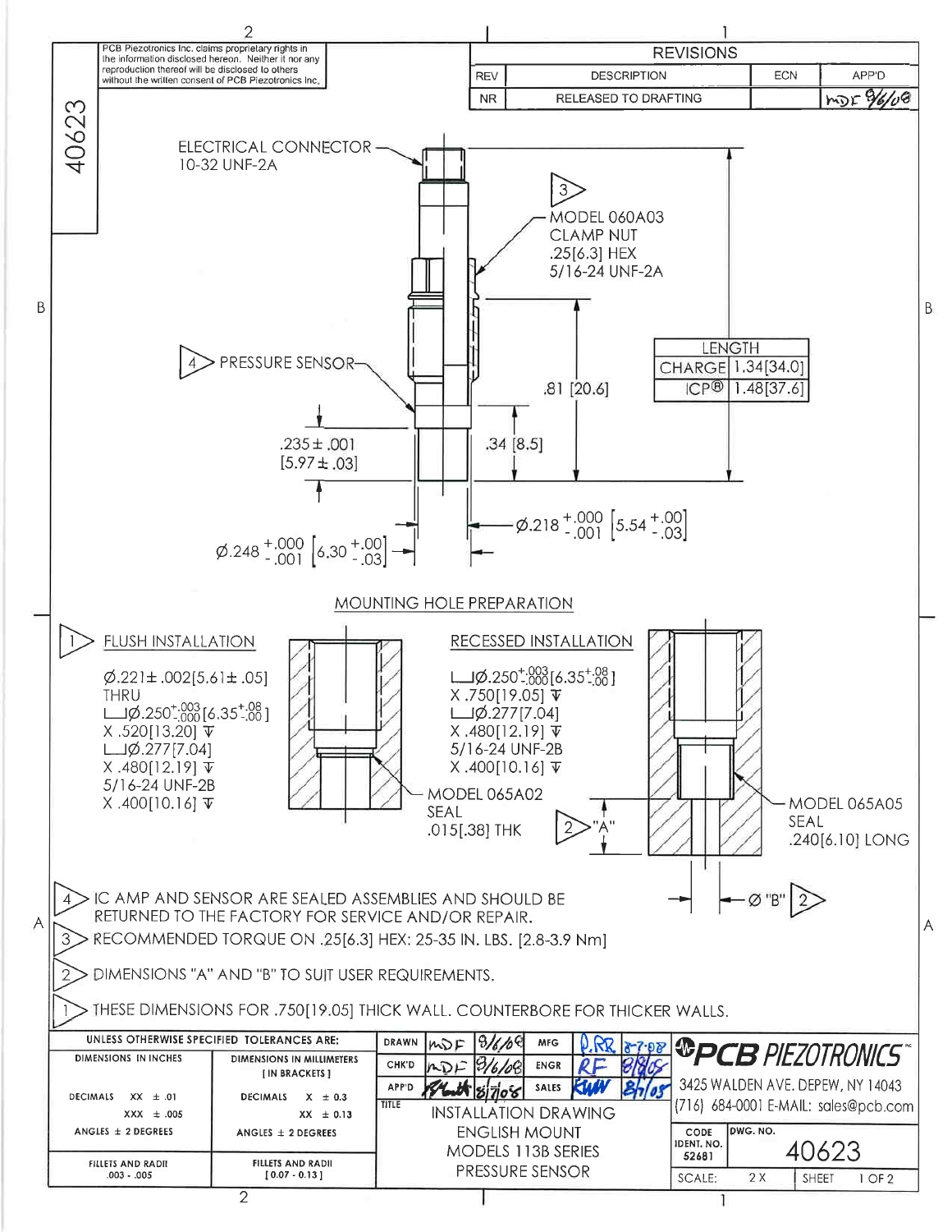PCB Piezotronics Inc. claims proprietary rights in the information disclosed hereon. Neither it nor any reproduction thereof will be disclosed to others without the written consent of PCB Piezotronics Inc.

40623

| REVISIONS | | | |
|---|---|---|---|
| REV | DESCRIPTION | ECN | APP'D |
| NR | RELEASED TO DRAFTING | | MDF 9/6/08 |

ELECTRICAL CONNECTOR 10-32 UNF-2A

3 MODEL 060A03 CLAMP NUT .25[6.3] HEX 5/16-24 UNF-2A

4 PRESSURE SENSOR

| LENGTH | |
|---|---|
| CHARGE | 1.34[34.0] |
| ICP® | 1.48[37.6] |

.81 [20.6]

.34 [8.5]

.235 ± .001 [5.97 ± .03]

Ø.218 $^{+.000}_{-.001}$ [5.54 $^{+.00}_{-.03}$]

Ø.248 $^{+.000}_{-.001}$ [6.30 $^{+.00}_{-.03}$]

## MOUNTING HOLE PREPARATION

### 1 FLUSH INSTALLATION

Ø.221± .002[5.61± .05] THRU
⌴Ø.250$^{+.003}_{-.000}$[6.35$^{+.08}_{-.00}$]
X .520[13.20] ↧
⌴Ø.277[7.04]
X .480[12.19] ↧
5/16-24 UNF-2B
X .400[10.16] ↧

MODEL 065A02 SEAL .015[.38] THK

### RECESSED INSTALLATION

⌴Ø.250$^{+.003}_{-.000}$[6.35$^{+.08}_{-.00}$]
X .750[19.05] ↧
⌴Ø.277[7.04]
X .480[12.19] ↧
5/16-24 UNF-2B
X .400[10.16] ↧

2 "A"

MODEL 065A05 SEAL .240[6.10] LONG

Ø "B" 2

4. IC AMP AND SENSOR ARE SEALED ASSEMBLIES AND SHOULD BE RETURNED TO THE FACTORY FOR SERVICE AND/OR REPAIR.
3. RECOMMENDED TORQUE ON .25[6.3] HEX: 25-35 IN. LBS. [2.8-3.9 Nm]
2. DIMENSIONS "A" AND "B" TO SUIT USER REQUIREMENTS.
1. THESE DIMENSIONS FOR .750[19.05] THICK WALL. COUNTERBORE FOR THICKER WALLS.

| UNLESS OTHERWISE SPECIFIED TOLERANCES ARE: | |
|---|---|
| DIMENSIONS IN INCHES | DIMENSIONS IN MILLIMETERS [IN BRACKETS] |
| DECIMALS XX ± .01, XXX ± .005 | DECIMALS X ± 0.3, XX ± 0.13 |
| ANGLES ± 2 DEGREES | ANGLES ± 2 DEGREES |
| FILLETS AND RADII .003 - .005 | FILLETS AND RADII [0.07 - 0.13] |

| | | | | | |
|---|---|---|---|---|---|
| DRAWN | MDF | 9/6/08 | MFG | D.RR | 8-7-08 |
| CHK'D | MDF | 9/6/08 | ENGR | RF | 8/8/08 |
| APP'D | | 8/7/08 | SALES | KWW | 8/7/08 |

TITLE: INSTALLATION DRAWING ENGLISH MOUNT MODELS 113B SERIES PRESSURE SENSOR

PCB PIEZOTRONICS
3425 WALDEN AVE. DEPEW, NY 14043
(716) 684-0001 E-MAIL: sales@pcb.com

CODE IDENT. NO. 52681 | DWG. NO. 40623
SCALE: 2 X | SHEET 1 OF 2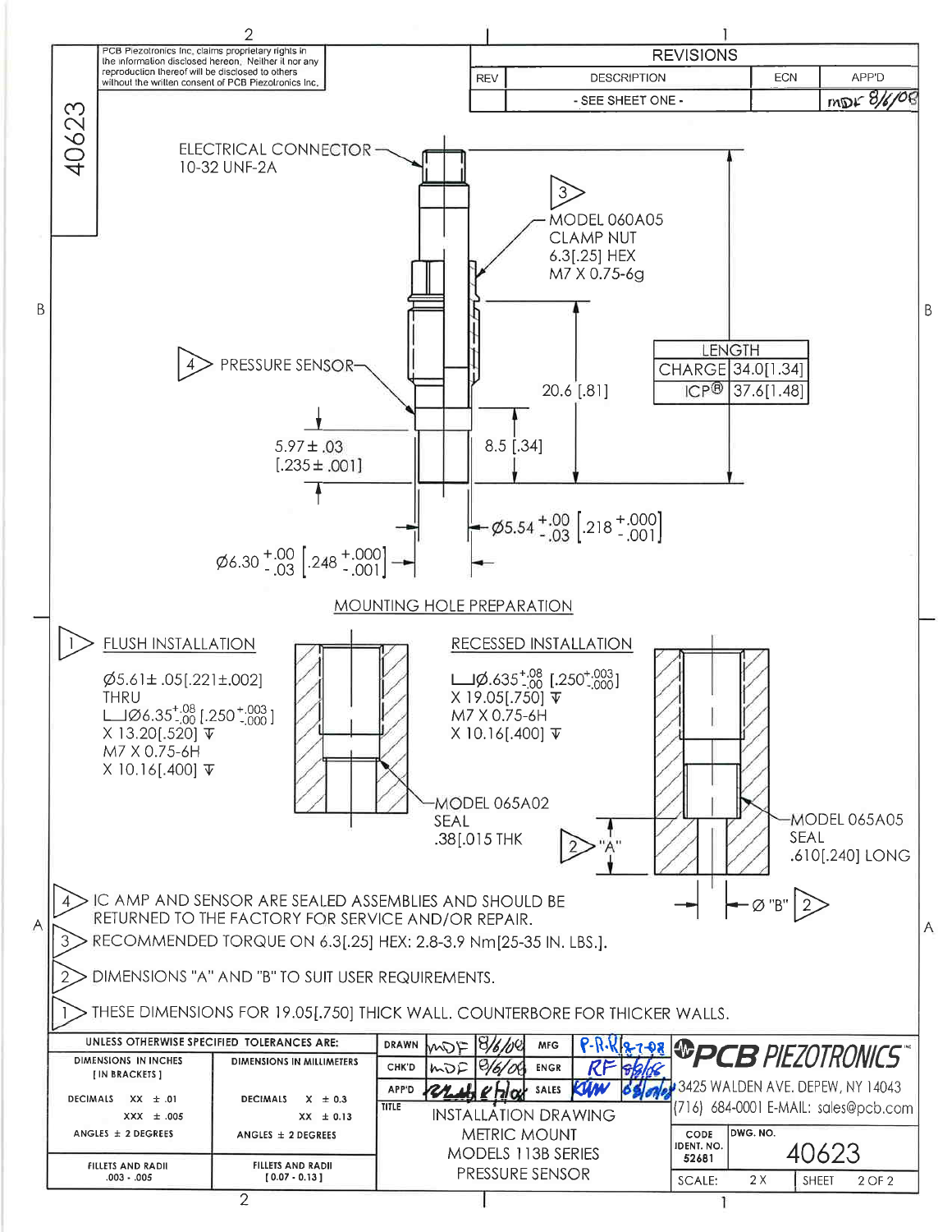PCB Piezotronics Inc. claims proprietary rights in the information disclosed hereon. Neither it nor any reproduction thereof will be disclosed to others without the written consent of PCB Piezotronics Inc.

40623

| REVISIONS | | | |
|---|---|---|---|
| REV | DESCRIPTION | ECN | APP'D |
| | - SEE SHEET ONE - | | MDF 8/6/08 |

ELECTRICAL CONNECTOR 10-32 UNF-2A

3 MODEL 060A05 CLAMP NUT 6.3[.25] HEX M7 X 0.75-6g

4 PRESSURE SENSOR

| LENGTH | |
|---|---|
| CHARGE | 34.0[1.34] |
| ICP® | 37.6[1.48] |

20.6 [.81]

8.5 [.34]

5.97 ± .03 [.235 ± .001]

Ø5.54 $^{+.00}_{-.03}$ [.218 $^{+.000}_{-.001}$]

Ø6.30 $^{+.00}_{-.03}$ [.248 $^{+.000}_{-.001}$]

MOUNTING HOLE PREPARATION

1 FLUSH INSTALLATION

Ø5.61± .05[.221±.002] THRU
⌴Ø6.35$^{+.08}_{-.00}$ [.250$^{+.003}_{-.000}$] X 13.20[.520] ↧
M7 X 0.75-6H X 10.16[.400] ↧

MODEL 065A02 SEAL .38[.015 THK

RECESSED INSTALLATION

⌴Ø.635$^{+.08}_{-.00}$ [.250$^{+.003}_{-.000}$] X 19.05[.750] ↧
M7 X 0.75-6H X 10.16[.400] ↧

2 "A"

MODEL 065A05 SEAL .610[.240] LONG

Ø "B" 2

4 IC AMP AND SENSOR ARE SEALED ASSEMBLIES AND SHOULD BE RETURNED TO THE FACTORY FOR SERVICE AND/OR REPAIR.

3 RECOMMENDED TORQUE ON 6.3[.25] HEX: 2.8-3.9 Nm[25-35 IN. LBS.].

2 DIMENSIONS "A" AND "B" TO SUIT USER REQUIREMENTS.

1 THESE DIMENSIONS FOR 19.05[.750] THICK WALL. COUNTERBORE FOR THICKER WALLS.

| UNLESS OTHERWISE SPECIFIED TOLERANCES ARE: | |
|---|---|
| DIMENSIONS IN INCHES [IN BRACKETS] | DIMENSIONS IN MILLIMETERS |
| DECIMALS XX ± .01, XXX ± .005 | DECIMALS X ± 0.3, XX ± 0.13 |
| ANGLES ± 2 DEGREES | ANGLES ± 2 DEGREES |
| FILLETS AND RADII .003 - .005 | FILLETS AND RADII [0.07 - 0.13] |

| | | | | |
|---|---|---|---|---|
| DRAWN | MDF | 8/6/08 | MFG | P.R.R 8-7-08 |
| CHK'D | MDF | 8/6/08 | ENGR | RF 8/6/08 |
| APP'D | | 8/7/08 | SALES | KWW 08/07/08 |

TITLE: INSTALLATION DRAWING METRIC MOUNT MODELS 113B SERIES PRESSURE SENSOR

PCB PIEZOTRONICS
3425 WALDEN AVE. DEPEW, NY 14043
(716) 684-0001 E-MAIL: sales@pcb.com

CODE IDENT. NO. 52681 | DWG. NO. 40623

SCALE: 2X | SHEET 2 OF 2